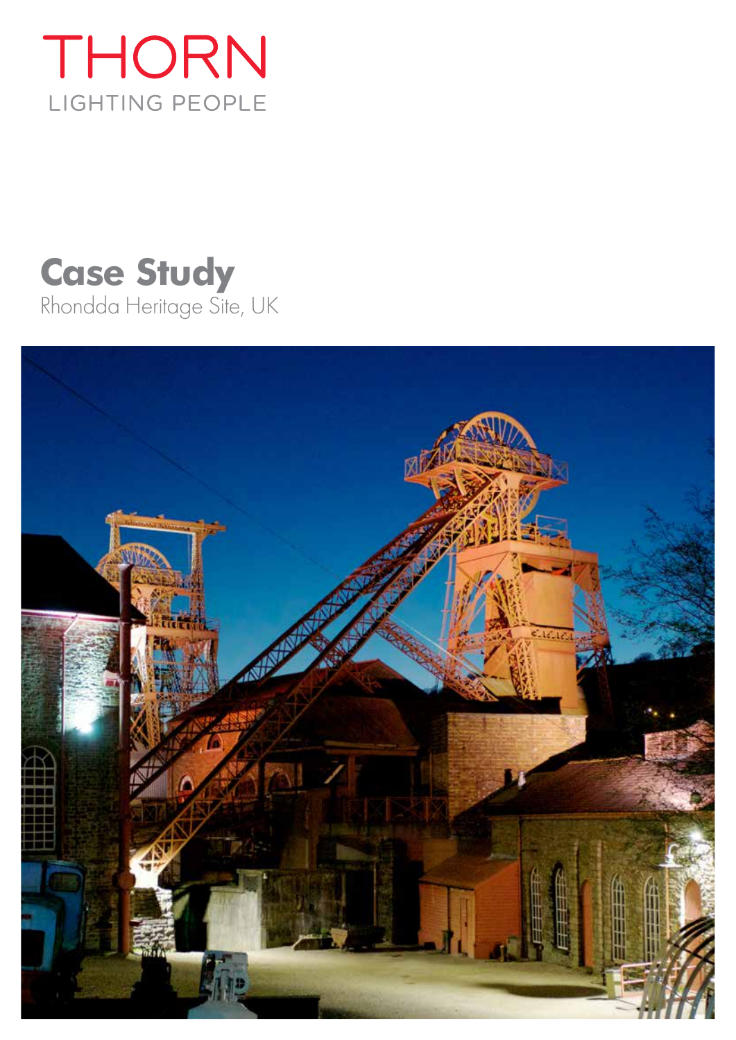THORN

LIGHTING PEOPLE

# Case Study

Rhondda Heritage Site, UK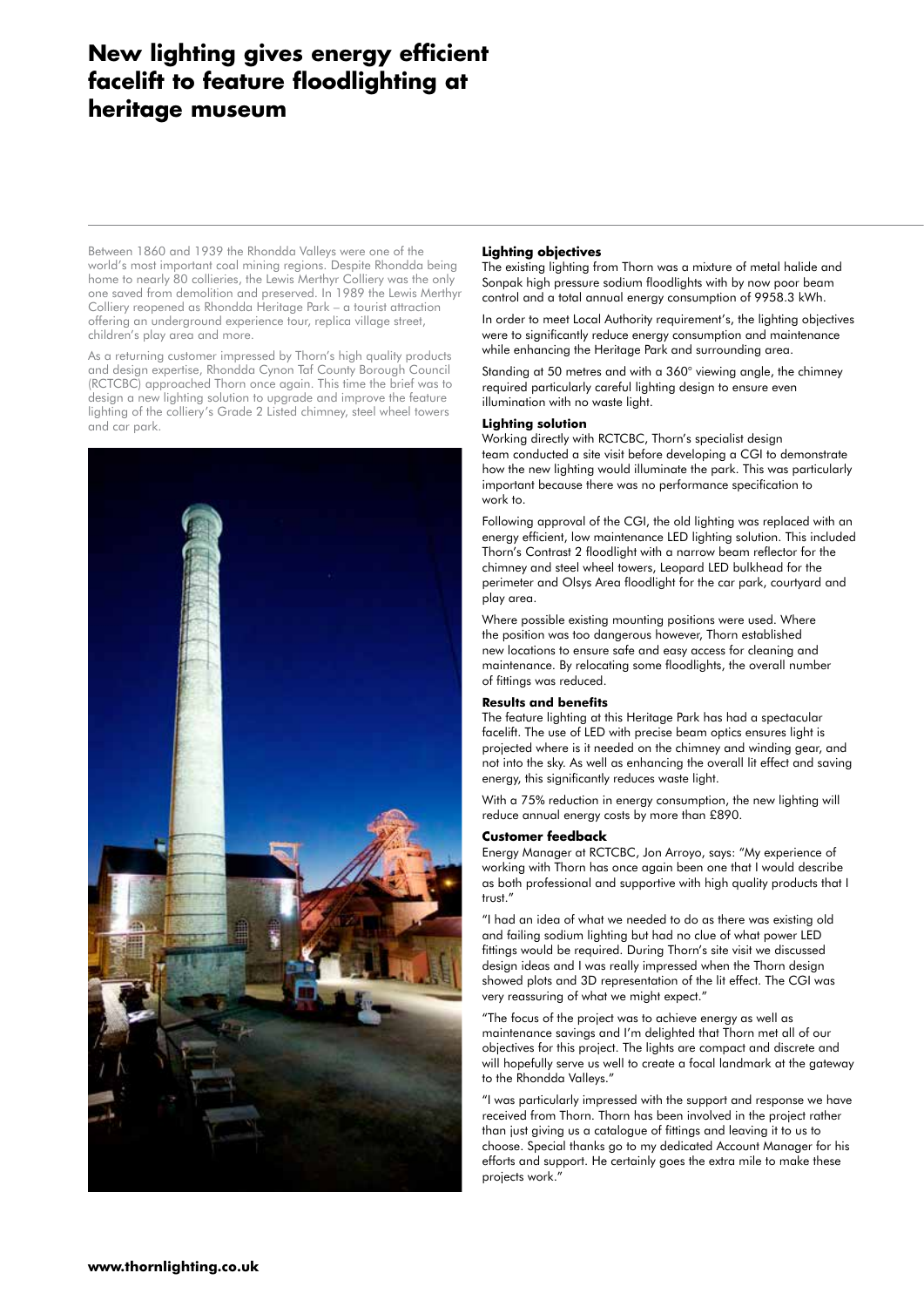# New lighting gives energy efficient facelift to feature floodlighting at heritage museum

Between 1860 and 1939 the Rhondda Valleys were one of the world's most important coal mining regions. Despite Rhondda being home to nearly 80 collieries, the Lewis Merthyr Colliery was the only one saved from demolition and preserved. In 1989 the Lewis Merthyr Colliery reopened as Rhondda Heritage Park – a tourist attraction offering an underground experience tour, replica village street, children's play area and more.

As a returning customer impressed by Thorn's high quality products and design expertise, Rhondda Cynon Taf County Borough Council (RCTCBC) approached Thorn once again. This time the brief was to design a new lighting solution to upgrade and improve the feature lighting of the colliery's Grade 2 Listed chimney, steel wheel towers and car park.

**Lighting objectives**

The existing lighting from Thorn was a mixture of metal halide and Sonpak high pressure sodium floodlights with by now poor beam control and a total annual energy consumption of 9958.3 kWh.

In order to meet Local Authority requirement's, the lighting objectives were to significantly reduce energy consumption and maintenance while enhancing the Heritage Park and surrounding area.

Standing at 50 metres and with a 360° viewing angle, the chimney required particularly careful lighting design to ensure even illumination with no waste light.

**Lighting solution**

Working directly with RCTCBC, Thorn's specialist design team conducted a site visit before developing a CGI to demonstrate how the new lighting would illuminate the park. This was particularly important because there was no performance specification to work to.

Following approval of the CGI, the old lighting was replaced with an energy efficient, low maintenance LED lighting solution. This included Thorn's Contrast 2 floodlight with a narrow beam reflector for the chimney and steel wheel towers, Leopard LED bulkhead for the perimeter and Olsys Area floodlight for the car park, courtyard and play area.

Where possible existing mounting positions were used. Where the position was too dangerous however, Thorn established new locations to ensure safe and easy access for cleaning and maintenance. By relocating some floodlights, the overall number of fittings was reduced.

**Results and benefits**

The feature lighting at this Heritage Park has had a spectacular facelift. The use of LED with precise beam optics ensures light is projected where is it needed on the chimney and winding gear, and not into the sky. As well as enhancing the overall lit effect and saving energy, this significantly reduces waste light.

With a 75% reduction in energy consumption, the new lighting will reduce annual energy costs by more than £890.

**Customer feedback**

Energy Manager at RCTCBC, Jon Arroyo, says: "My experience of working with Thorn has once again been one that I would describe as both professional and supportive with high quality products that I trust."

"I had an idea of what we needed to do as there was existing old and failing sodium lighting but had no clue of what power LED fittings would be required. During Thorn's site visit we discussed design ideas and I was really impressed when the Thorn design showed plots and 3D representation of the lit effect. The CGI was very reassuring of what we might expect."

"The focus of the project was to achieve energy as well as maintenance savings and I'm delighted that Thorn met all of our objectives for this project. The lights are compact and discrete and will hopefully serve us well to create a focal landmark at the gateway to the Rhondda Valleys."

"I was particularly impressed with the support and response we have received from Thorn. Thorn has been involved in the project rather than just giving us a catalogue of fittings and leaving it to us to choose. Special thanks go to my dedicated Account Manager for his efforts and support. He certainly goes the extra mile to make these projects work."

**www.thornlighting.co.uk**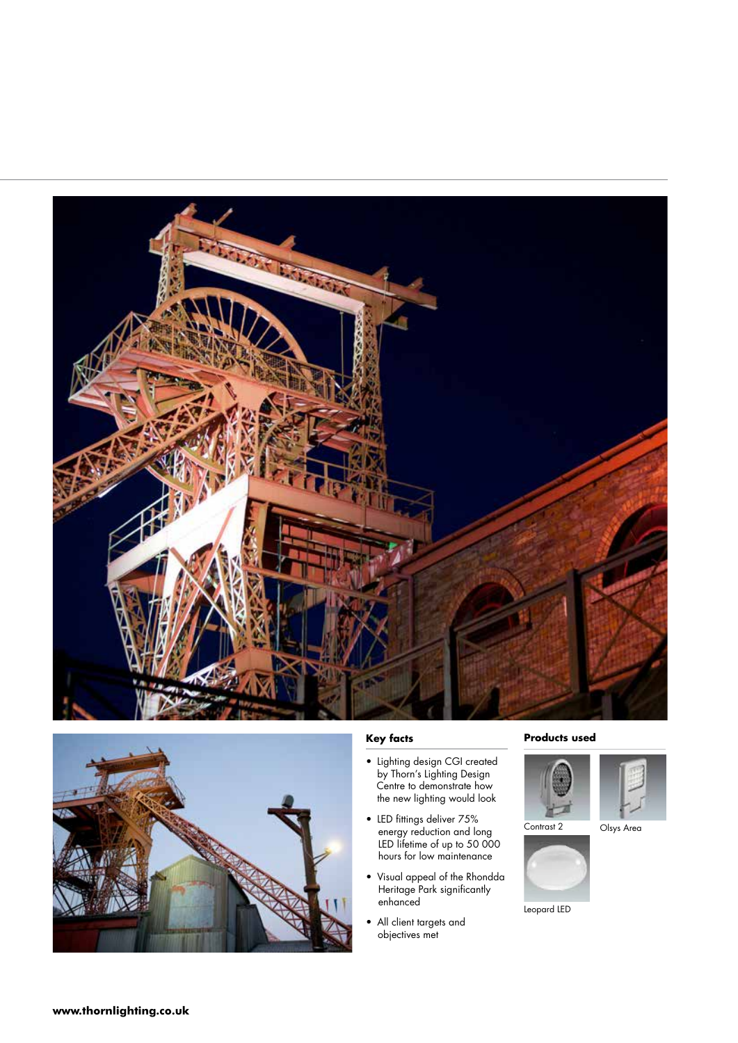### Key facts

- Lighting design CGI created by Thorn's Lighting Design Centre to demonstrate how the new lighting would look
- LED fittings deliver 75% energy reduction and long LED lifetime of up to 50 000 hours for low maintenance
- Visual appeal of the Rhondda Heritage Park significantly enhanced
- All client targets and objectives met

### Products used

Contrast 2

Olsys Area

Leopard LED

**www.thornlighting.co.uk**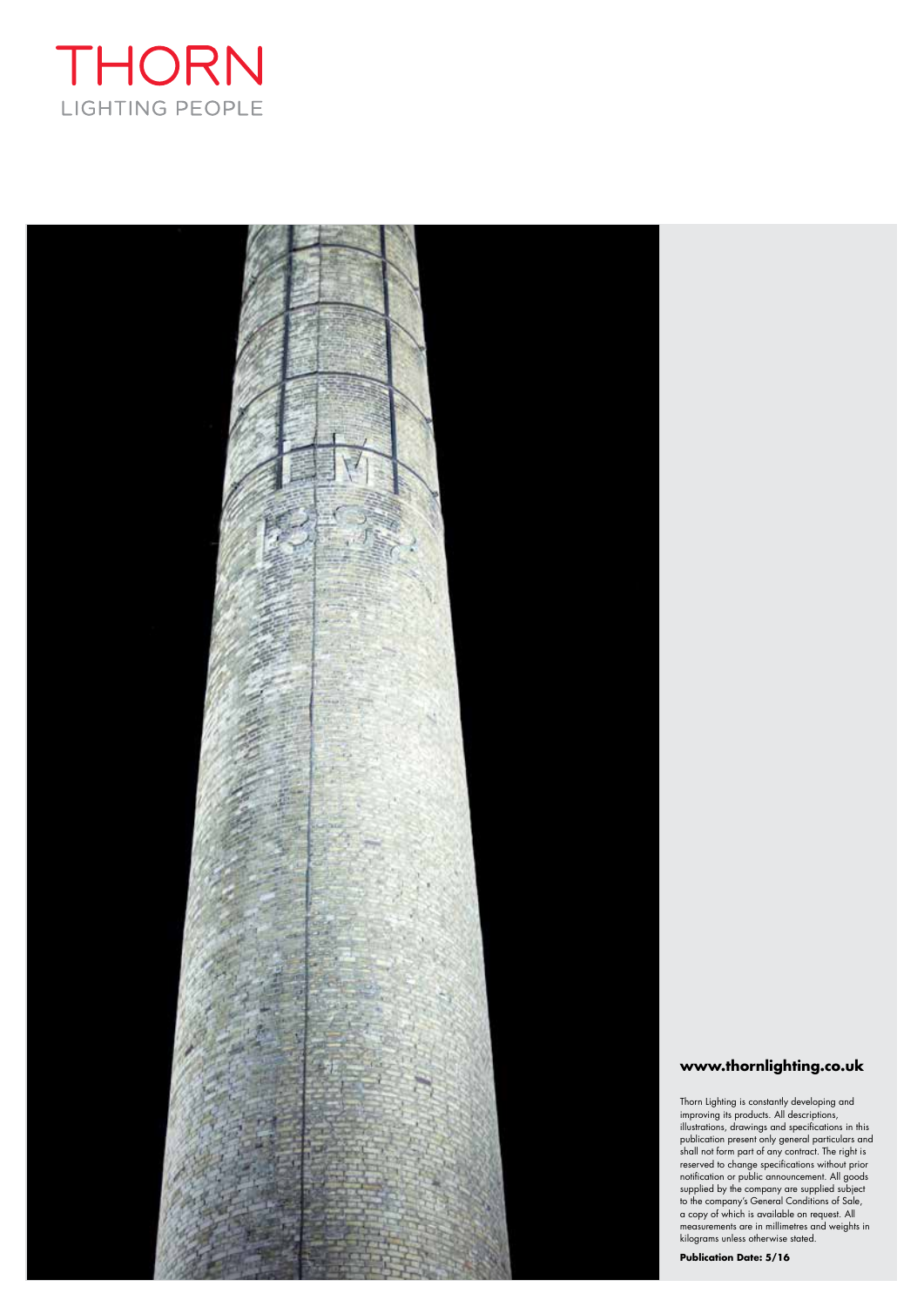THORN

LIGHTING PEOPLE

**www.thornlighting.co.uk**

Thorn Lighting is constantly developing and improving its products. All descriptions, illustrations, drawings and specifications in this publication present only general particulars and shall not form part of any contract. The right is reserved to change specifications without prior notification or public announcement. All goods supplied by the company are supplied subject to the company's General Conditions of Sale, a copy of which is available on request. All measurements are in millimetres and weights in kilograms unless otherwise stated.

**Publication Date: 5/16**